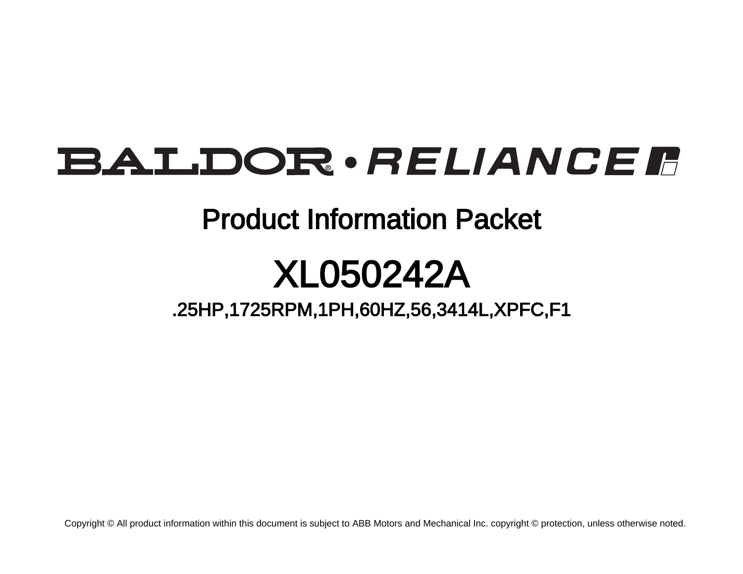BALDOR® • RELIANCE

# Product Information Packet

# XL050242A

## .25HP,1725RPM,1PH,60HZ,56,3414L,XPFC,F1

Copyright © All product information within this document is subject to ABB Motors and Mechanical Inc. copyright © protection, unless otherwise noted.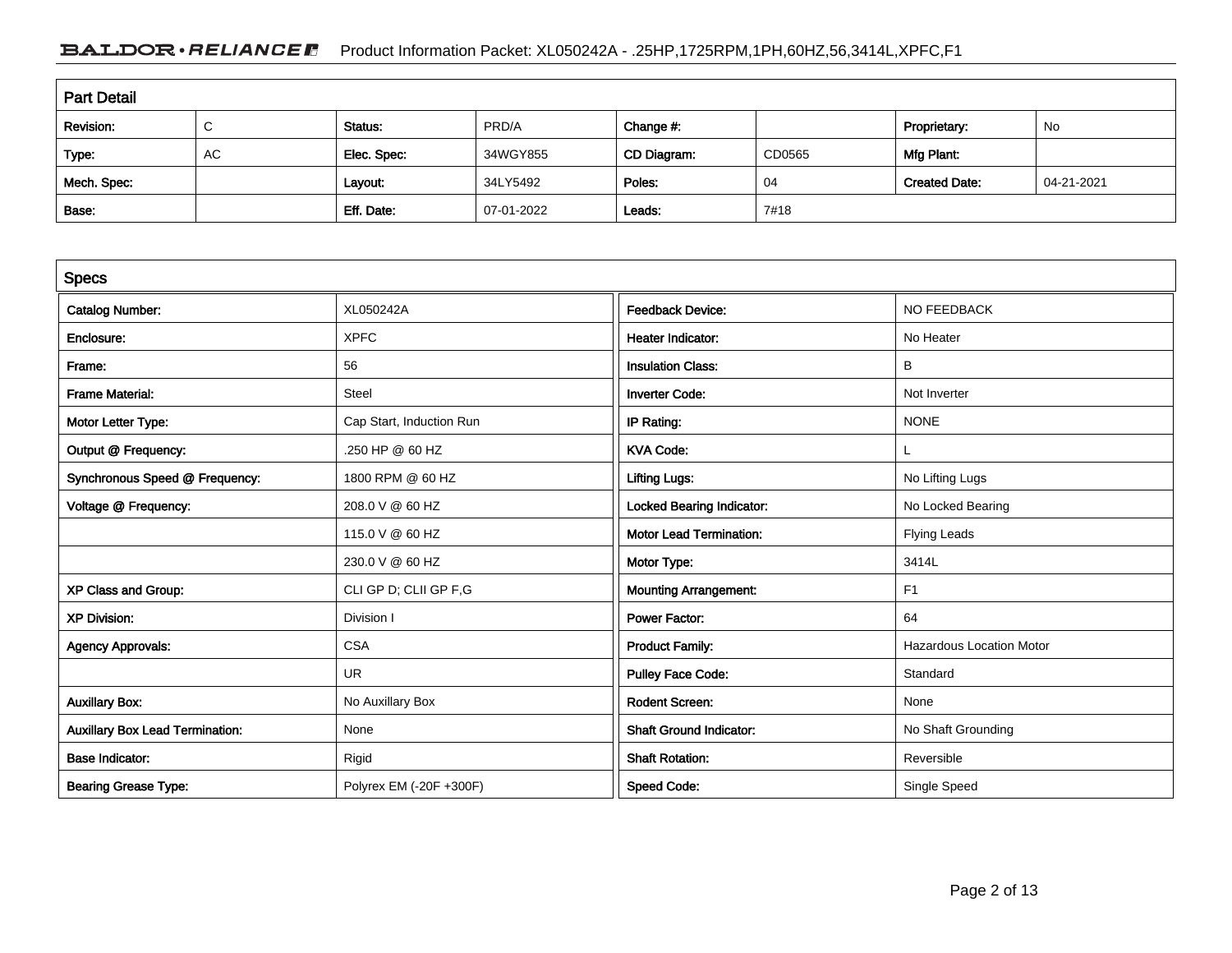## Part Detail

| Revision: | C | Status: | PRD/A | Change #: | | Proprietary: | No |
|---|---|---|---|---|---|---|---|
| Type: | AC | Elec. Spec: | 34WGY855 | CD Diagram: | CD0565 | Mfg Plant: | |
| Mech. Spec: | | Layout: | 34LY5492 | Poles: | 04 | Created Date: | 04-21-2021 |
| Base: | | Eff. Date: | 07-01-2022 | Leads: | 7#18 | | |

## Specs

| | | | |
|---|---|---|---|
| Catalog Number: | XL050242A | Feedback Device: | NO FEEDBACK |
| Enclosure: | XPFC | Heater Indicator: | No Heater |
| Frame: | 56 | Insulation Class: | B |
| Frame Material: | Steel | Inverter Code: | Not Inverter |
| Motor Letter Type: | Cap Start, Induction Run | IP Rating: | NONE |
| Output @ Frequency: | .250 HP @ 60 HZ | KVA Code: | L |
| Synchronous Speed @ Frequency: | 1800 RPM @ 60 HZ | Lifting Lugs: | No Lifting Lugs |
| Voltage @ Frequency: | 208.0 V @ 60 HZ | Locked Bearing Indicator: | No Locked Bearing |
| | 115.0 V @ 60 HZ | Motor Lead Termination: | Flying Leads |
| | 230.0 V @ 60 HZ | Motor Type: | 3414L |
| XP Class and Group: | CLI GP D; CLII GP F,G | Mounting Arrangement: | F1 |
| XP Division: | Division I | Power Factor: | 64 |
| Agency Approvals: | CSA | Product Family: | Hazardous Location Motor |
| | UR | Pulley Face Code: | Standard |
| Auxillary Box: | No Auxillary Box | Rodent Screen: | None |
| Auxillary Box Lead Termination: | None | Shaft Ground Indicator: | No Shaft Grounding |
| Base Indicator: | Rigid | Shaft Rotation: | Reversible |
| Bearing Grease Type: | Polyrex EM (-20F +300F) | Speed Code: | Single Speed |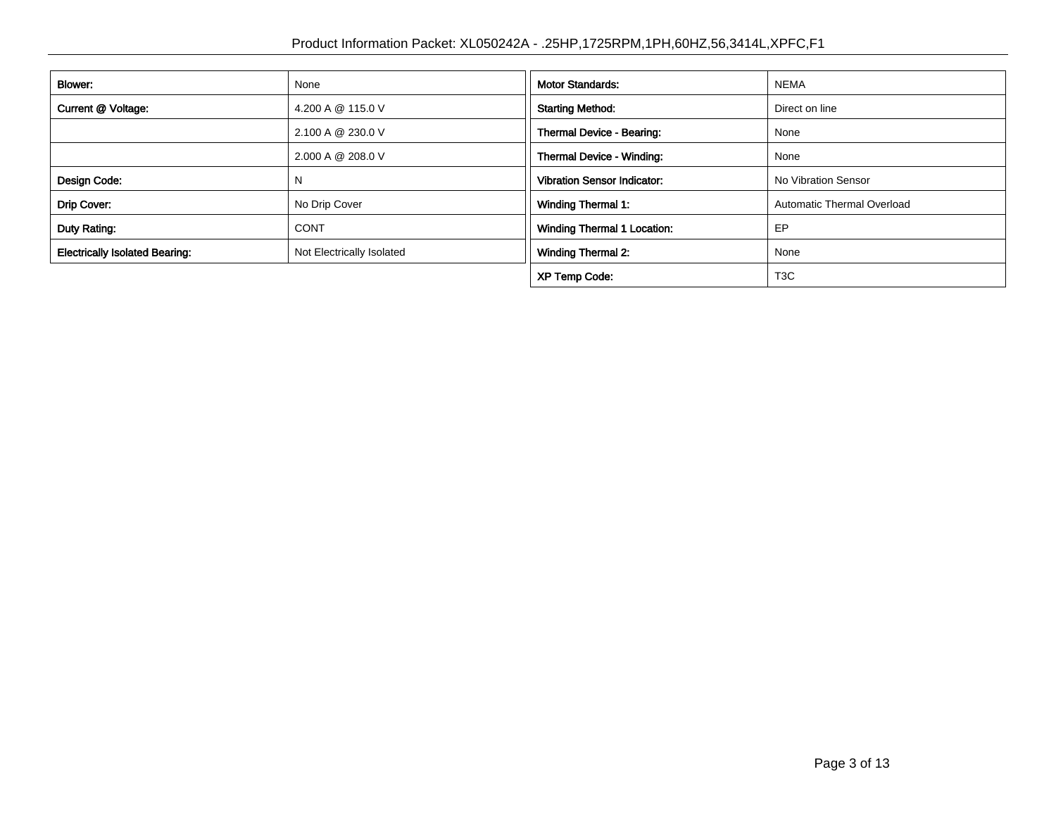| Blower: | None |
|---|---|
| Current @ Voltage: | 4.200 A @ 115.0 V |
| | 2.100 A @ 230.0 V |
| | 2.000 A @ 208.0 V |
| Design Code: | N |
| Drip Cover: | No Drip Cover |
| Duty Rating: | CONT |
| Electrically Isolated Bearing: | Not Electrically Isolated |

| Motor Standards: | NEMA |
|---|---|
| Starting Method: | Direct on line |
| Thermal Device - Bearing: | None |
| Thermal Device - Winding: | None |
| Vibration Sensor Indicator: | No Vibration Sensor |
| Winding Thermal 1: | Automatic Thermal Overload |
| Winding Thermal 1 Location: | EP |
| Winding Thermal 2: | None |
| XP Temp Code: | T3C |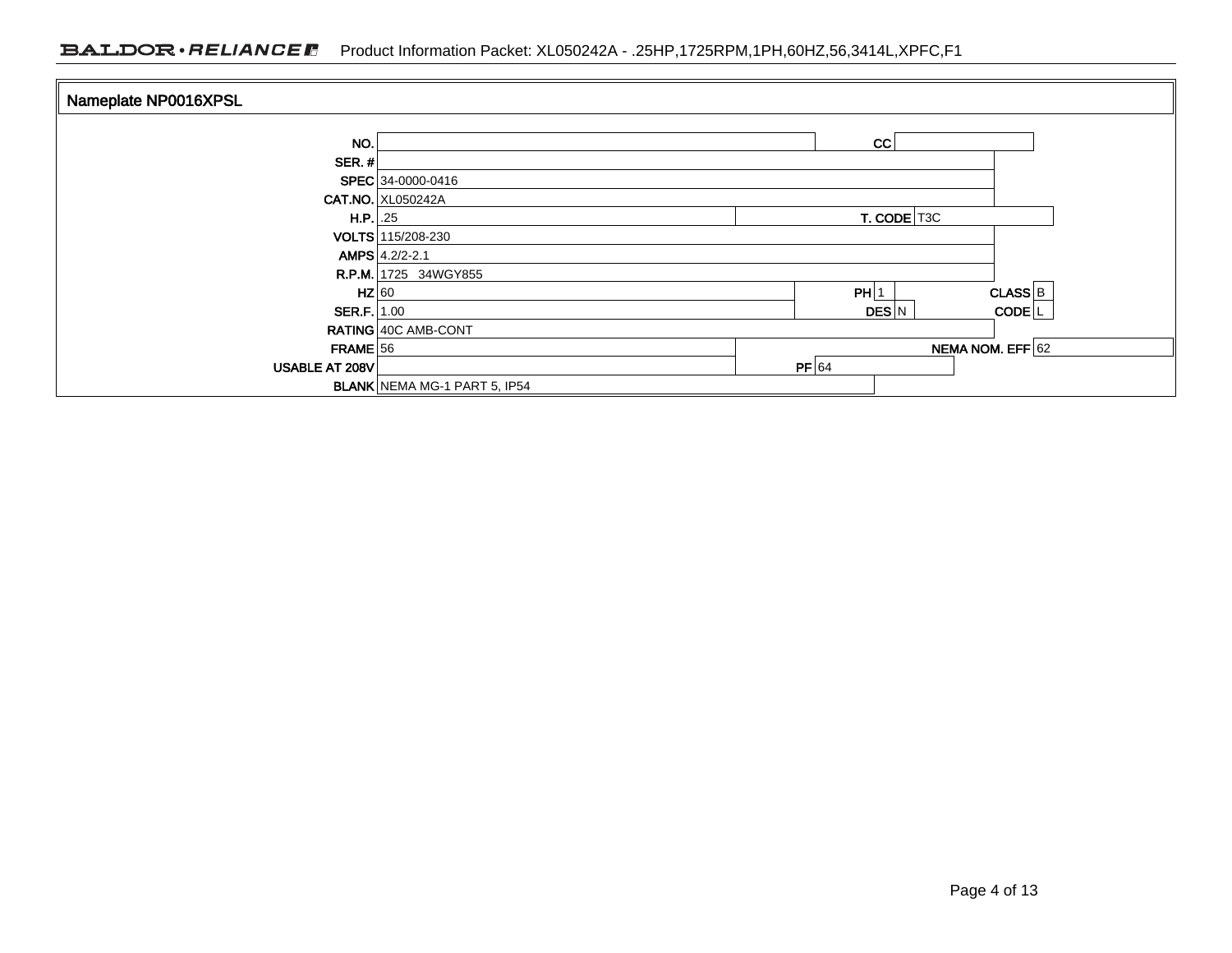## Nameplate NP0016XPSL

| Field | Value | Field | Value | Field | Value |
|---|---|---|---|---|---|
| NO. | | CC | | | |
| SER. # | | | | | |
| SPEC | 34-0000-0416 | | | | |
| CAT.NO. | XL050242A | | | | |
| H.P. | .25 | T. CODE | T3C | | |
| VOLTS | 115/208-230 | | | | |
| AMPS | 4.2/2-2.1 | | | | |
| R.P.M. | 1725 34WGY855 | | | | |
| HZ | 60 | PH | 1 | CLASS | B |
| SER.F. | 1.00 | DES | N | CODE | L |
| RATING | 40C AMB-CONT | | | | |
| FRAME | 56 | | | NEMA NOM. EFF | 62 |
| USABLE AT 208V | | PF | 64 | | |
| BLANK | NEMA MG-1 PART 5, IP54 | | | | |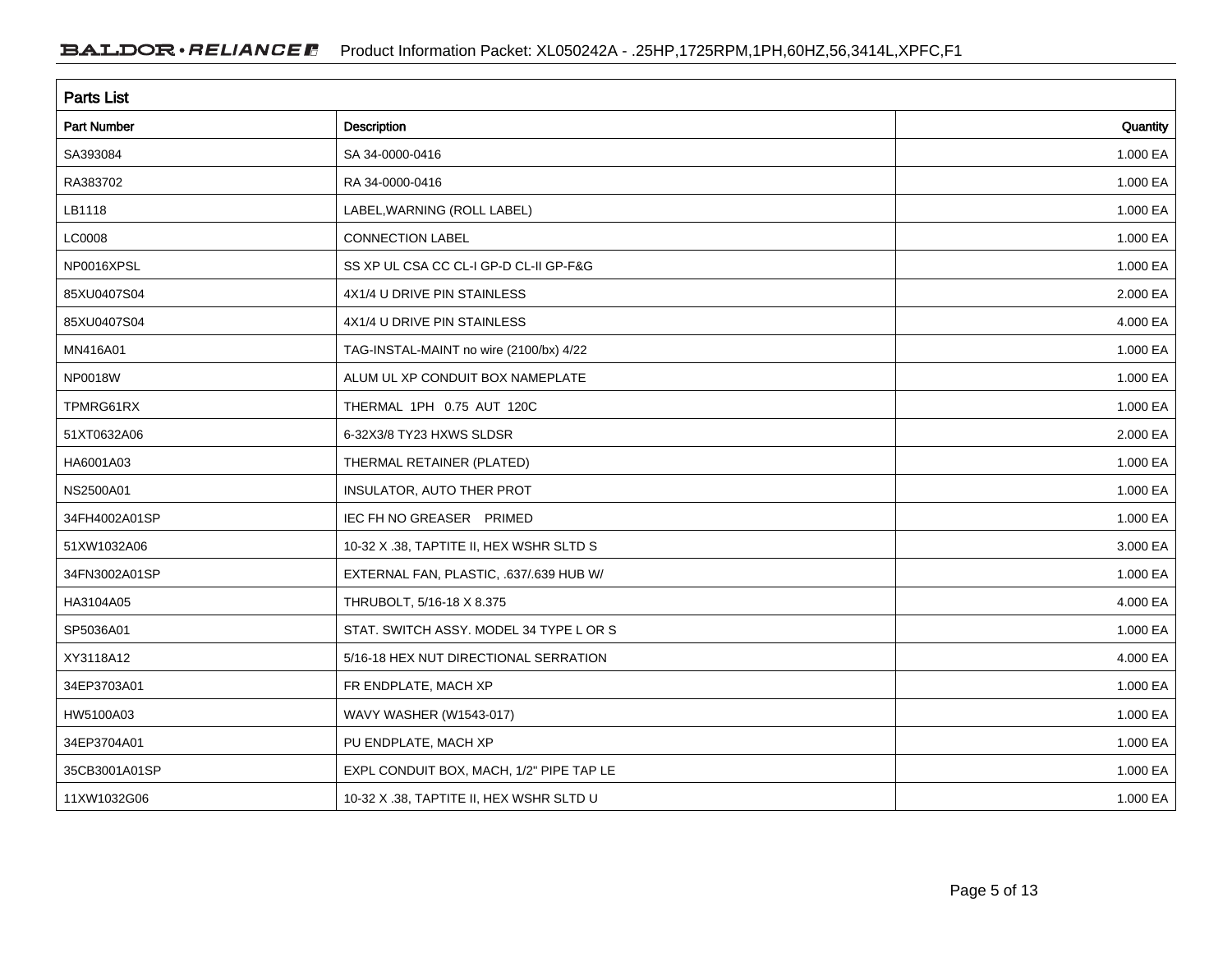## Parts List

| Part Number | Description | Quantity |
|---|---|---|
| SA393084 | SA 34-0000-0416 | 1.000 EA |
| RA383702 | RA 34-0000-0416 | 1.000 EA |
| LB1118 | LABEL,WARNING (ROLL LABEL) | 1.000 EA |
| LC0008 | CONNECTION LABEL | 1.000 EA |
| NP0016XPSL | SS XP UL CSA CC CL-I GP-D CL-II GP-F&G | 1.000 EA |
| 85XU0407S04 | 4X1/4 U DRIVE PIN STAINLESS | 2.000 EA |
| 85XU0407S04 | 4X1/4 U DRIVE PIN STAINLESS | 4.000 EA |
| MN416A01 | TAG-INSTAL-MAINT no wire (2100/bx) 4/22 | 1.000 EA |
| NP0018W | ALUM UL XP CONDUIT BOX NAMEPLATE | 1.000 EA |
| TPMRG61RX | THERMAL 1PH 0.75 AUT 120C | 1.000 EA |
| 51XT0632A06 | 6-32X3/8 TY23 HXWS SLDSR | 2.000 EA |
| HA6001A03 | THERMAL RETAINER (PLATED) | 1.000 EA |
| NS2500A01 | INSULATOR, AUTO THER PROT | 1.000 EA |
| 34FH4002A01SP | IEC FH NO GREASER PRIMED | 1.000 EA |
| 51XW1032A06 | 10-32 X .38, TAPTITE II, HEX WSHR SLTD S | 3.000 EA |
| 34FN3002A01SP | EXTERNAL FAN, PLASTIC, .637/.639 HUB W/ | 1.000 EA |
| HA3104A05 | THRUBOLT, 5/16-18 X 8.375 | 4.000 EA |
| SP5036A01 | STAT. SWITCH ASSY. MODEL 34 TYPE L OR S | 1.000 EA |
| XY3118A12 | 5/16-18 HEX NUT DIRECTIONAL SERRATION | 4.000 EA |
| 34EP3703A01 | FR ENDPLATE, MACH XP | 1.000 EA |
| HW5100A03 | WAVY WASHER (W1543-017) | 1.000 EA |
| 34EP3704A01 | PU ENDPLATE, MACH XP | 1.000 EA |
| 35CB3001A01SP | EXPL CONDUIT BOX, MACH, 1/2" PIPE TAP LE | 1.000 EA |
| 11XW1032G06 | 10-32 X .38, TAPTITE II, HEX WSHR SLTD U | 1.000 EA |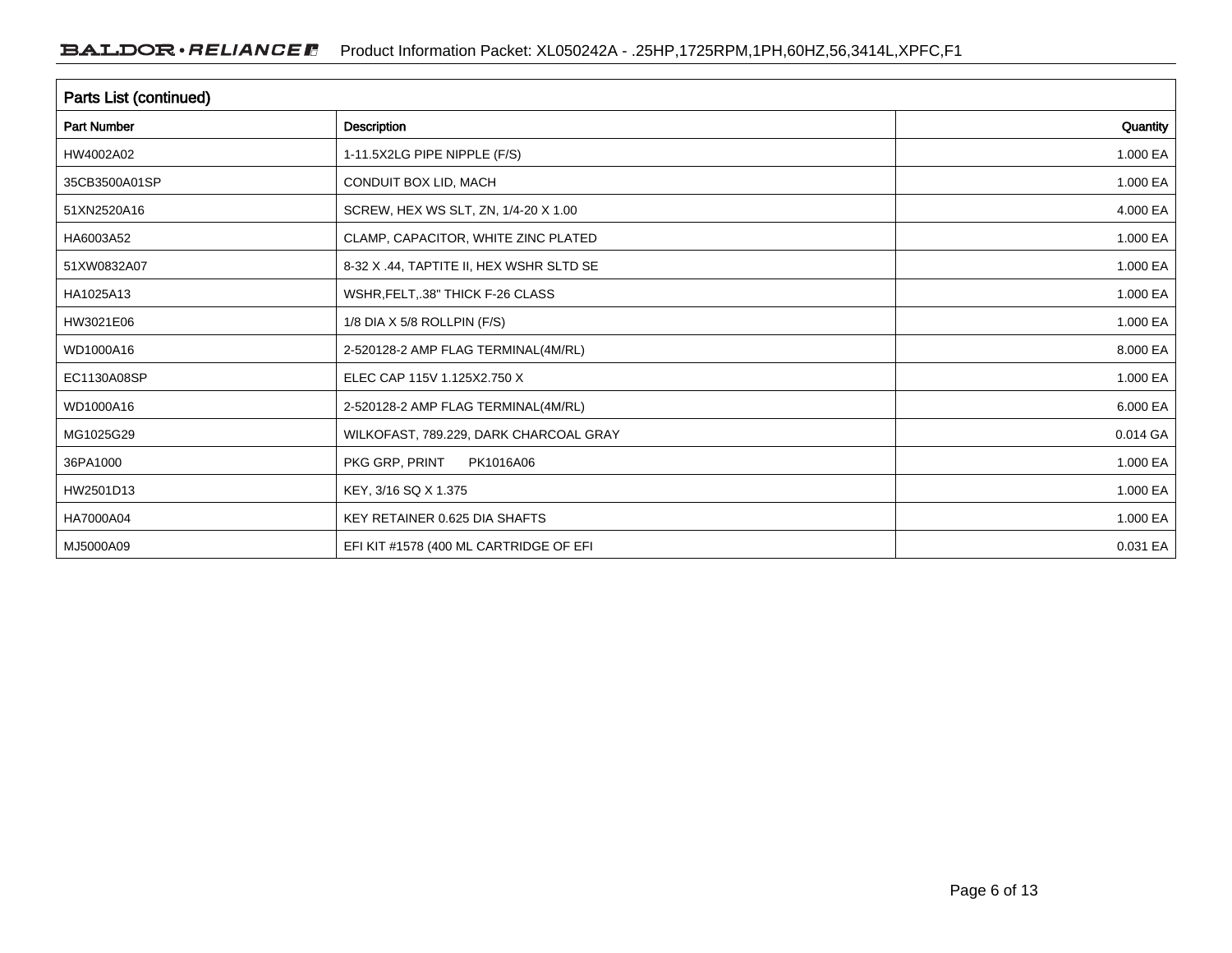| Parts List (continued) | | |
|---|---|---|
| Part Number | Description | Quantity |
| HW4002A02 | 1-11.5X2LG PIPE NIPPLE (F/S) | 1.000 EA |
| 35CB3500A01SP | CONDUIT BOX LID, MACH | 1.000 EA |
| 51XN2520A16 | SCREW, HEX WS SLT, ZN, 1/4-20 X 1.00 | 4.000 EA |
| HA6003A52 | CLAMP, CAPACITOR, WHITE ZINC PLATED | 1.000 EA |
| 51XW0832A07 | 8-32 X .44, TAPTITE II, HEX WSHR SLTD SE | 1.000 EA |
| HA1025A13 | WSHR,FELT,.38" THICK F-26 CLASS | 1.000 EA |
| HW3021E06 | 1/8 DIA X 5/8 ROLLPIN (F/S) | 1.000 EA |
| WD1000A16 | 2-520128-2 AMP FLAG TERMINAL(4M/RL) | 8.000 EA |
| EC1130A08SP | ELEC CAP 115V 1.125X2.750 X | 1.000 EA |
| WD1000A16 | 2-520128-2 AMP FLAG TERMINAL(4M/RL) | 6.000 EA |
| MG1025G29 | WILKOFAST, 789.229, DARK CHARCOAL GRAY | 0.014 GA |
| 36PA1000 | PKG GRP, PRINT PK1016A06 | 1.000 EA |
| HW2501D13 | KEY, 3/16 SQ X 1.375 | 1.000 EA |
| HA7000A04 | KEY RETAINER 0.625 DIA SHAFTS | 1.000 EA |
| MJ5000A09 | EFI KIT #1578 (400 ML CARTRIDGE OF EFI | 0.031 EA |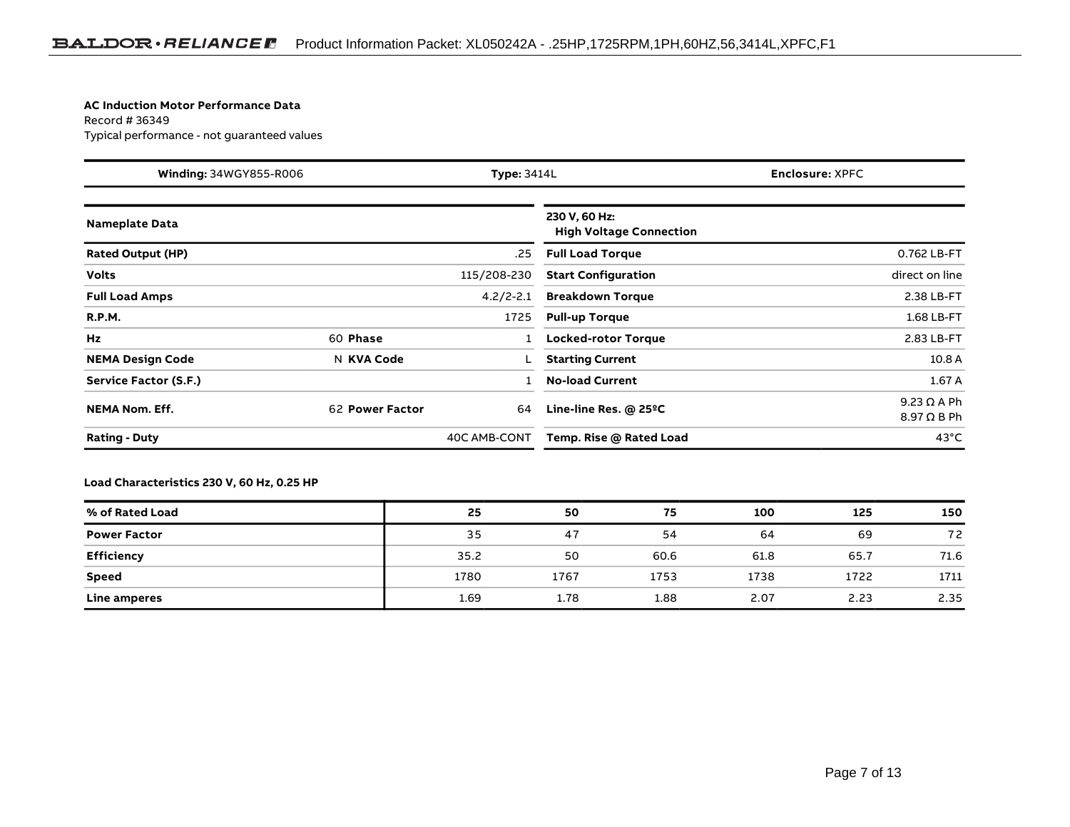**AC Induction Motor Performance Data**
Record # 36349
Typical performance - not guaranteed values

| **Winding:** 34WGY855-R006 | **Type:** 3414L | **Enclosure:** XPFC |
|---|---|---|

| **Nameplate Data** | | | |
|---|---|---|---|
| **Rated Output (HP)** | | | .25 |
| **Volts** | | | 115/208-230 |
| **Full Load Amps** | | | 4.2/2-2.1 |
| **R.P.M.** | | | 1725 |
| **Hz** | 60 | **Phase** | 1 |
| **NEMA Design Code** | N | **KVA Code** | L |
| **Service Factor (S.F.)** | | | 1 |
| **NEMA Nom. Eff.** | 62 | **Power Factor** | 64 |
| **Rating - Duty** | | | 40C AMB-CONT |

| **230 V, 60 Hz: High Voltage Connection** | |
|---|---|
| **Full Load Torque** | 0.762 LB-FT |
| **Start Configuration** | direct on line |
| **Breakdown Torque** | 2.38 LB-FT |
| **Pull-up Torque** | 1.68 LB-FT |
| **Locked-rotor Torque** | 2.83 LB-FT |
| **Starting Current** | 10.8 A |
| **No-load Current** | 1.67 A |
| **Line-line Res. @ 25ºC** | 9.23 Ω A Ph<br>8.97 Ω B Ph |
| **Temp. Rise @ Rated Load** | 43°C |

**Load Characteristics 230 V, 60 Hz, 0.25 HP**

| % of Rated Load | 25 | 50 | 75 | 100 | 125 | 150 |
|---|---|---|---|---|---|---|
| **Power Factor** | 35 | 47 | 54 | 64 | 69 | 72 |
| **Efficiency** | 35.2 | 50 | 60.6 | 61.8 | 65.7 | 71.6 |
| **Speed** | 1780 | 1767 | 1753 | 1738 | 1722 | 1711 |
| **Line amperes** | 1.69 | 1.78 | 1.88 | 2.07 | 2.23 | 2.35 |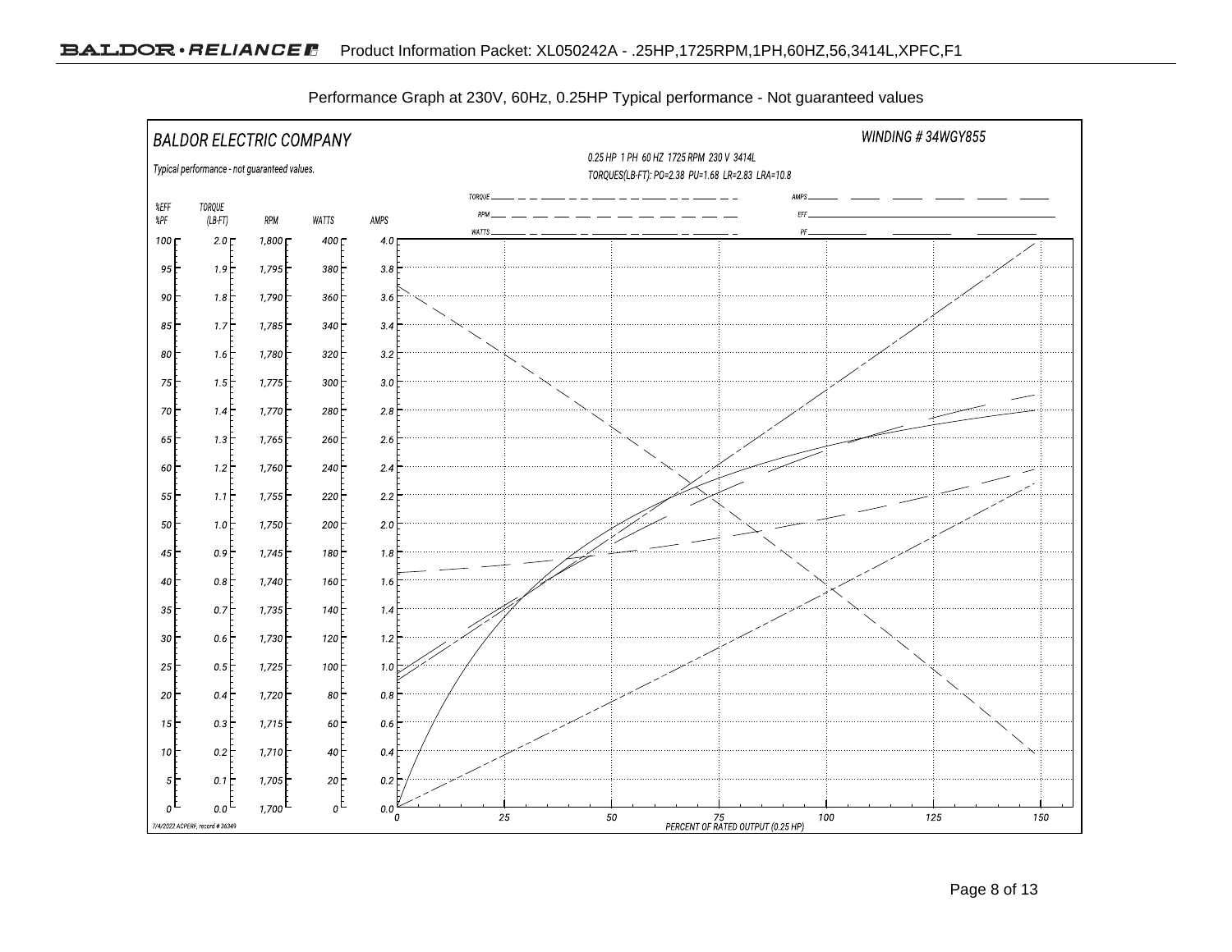Performance Graph at 230V, 60Hz, 0.25HP Typical performance - Not guaranteed values

BALDOR ELECTRIC COMPANY

WINDING # 34WGY855

Typical performance - not guaranteed values.

0.25 HP 1 PH 60 HZ 1725 RPM 230 V 3414L

TORQUES(LB-FT): PO=2.38 PU=1.68 LR=2.83 LRA=10.8

Legend: TORQUE, RPM, WATTS, AMPS, EFF, PF

| %EFF %PF | TORQUE (LB-FT) | RPM | WATTS | AMPS |
|---|---|---|---|---|
| 100 | 2.0 | 1,800 | 400 | 4.0 |
| 95 | 1.9 | 1,795 | 380 | 3.8 |
| 90 | 1.8 | 1,790 | 360 | 3.6 |
| 85 | 1.7 | 1,785 | 340 | 3.4 |
| 80 | 1.6 | 1,780 | 320 | 3.2 |
| 75 | 1.5 | 1,775 | 300 | 3.0 |
| 70 | 1.4 | 1,770 | 280 | 2.8 |
| 65 | 1.3 | 1,765 | 260 | 2.6 |
| 60 | 1.2 | 1,760 | 240 | 2.4 |
| 55 | 1.1 | 1,755 | 220 | 2.2 |
| 50 | 1.0 | 1,750 | 200 | 2.0 |
| 45 | 0.9 | 1,745 | 180 | 1.8 |
| 40 | 0.8 | 1,740 | 160 | 1.6 |
| 35 | 0.7 | 1,735 | 140 | 1.4 |
| 30 | 0.6 | 1,730 | 120 | 1.2 |
| 25 | 0.5 | 1,725 | 100 | 1.0 |
| 20 | 0.4 | 1,720 | 80 | 0.8 |
| 15 | 0.3 | 1,715 | 60 | 0.6 |
| 10 | 0.2 | 1,710 | 40 | 0.4 |
| 5 | 0.1 | 1,705 | 20 | 0.2 |
| 0 | 0.0 | 1,700 | 0 | 0.0 |

PERCENT OF RATED OUTPUT (0.25 HP): 0, 25, 50, 75, 100, 125, 150

7/4/2022 ACPERF, record # 36349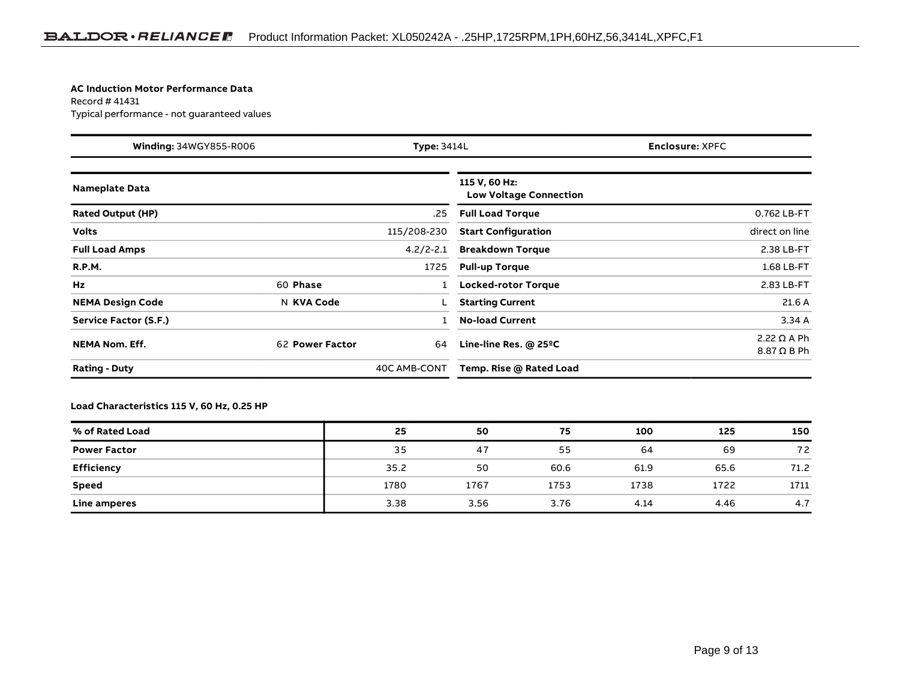**AC Induction Motor Performance Data**

Record # 41431

Typical performance - not guaranteed values

| **Winding:** 34WGY855-R006 | **Type:** 3414L | **Enclosure:** XPFC |
|---|---|---|

| **Nameplate Data** | | | | **115 V, 60 Hz: Low Voltage Connection** | |
|---|---|---|---|---|---|
| **Rated Output (HP)** | | | .25 | **Full Load Torque** | 0.762 LB-FT |
| **Volts** | | | 115/208-230 | **Start Configuration** | direct on line |
| **Full Load Amps** | | | 4.2/2-2.1 | **Breakdown Torque** | 2.38 LB-FT |
| **R.P.M.** | | | 1725 | **Pull-up Torque** | 1.68 LB-FT |
| **Hz** | 60 | **Phase** | 1 | **Locked-rotor Torque** | 2.83 LB-FT |
| **NEMA Design Code** | N | **KVA Code** | L | **Starting Current** | 21.6 A |
| **Service Factor (S.F.)** | | | 1 | **No-load Current** | 3.34 A |
| **NEMA Nom. Eff.** | 62 | **Power Factor** | 64 | **Line-line Res. @ 25ºC** | 2.22 Ω A Ph<br>8.87 Ω B Ph |
| **Rating - Duty** | | | 40C AMB-CONT | **Temp. Rise @ Rated Load** | |

**Load Characteristics 115 V, 60 Hz, 0.25 HP**

| % of Rated Load | 25 | 50 | 75 | 100 | 125 | 150 |
|---|---|---|---|---|---|---|
| **Power Factor** | 35 | 47 | 55 | 64 | 69 | 72 |
| **Efficiency** | 35.2 | 50 | 60.6 | 61.9 | 65.6 | 71.2 |
| **Speed** | 1780 | 1767 | 1753 | 1738 | 1722 | 1711 |
| **Line amperes** | 3.38 | 3.56 | 3.76 | 4.14 | 4.46 | 4.7 |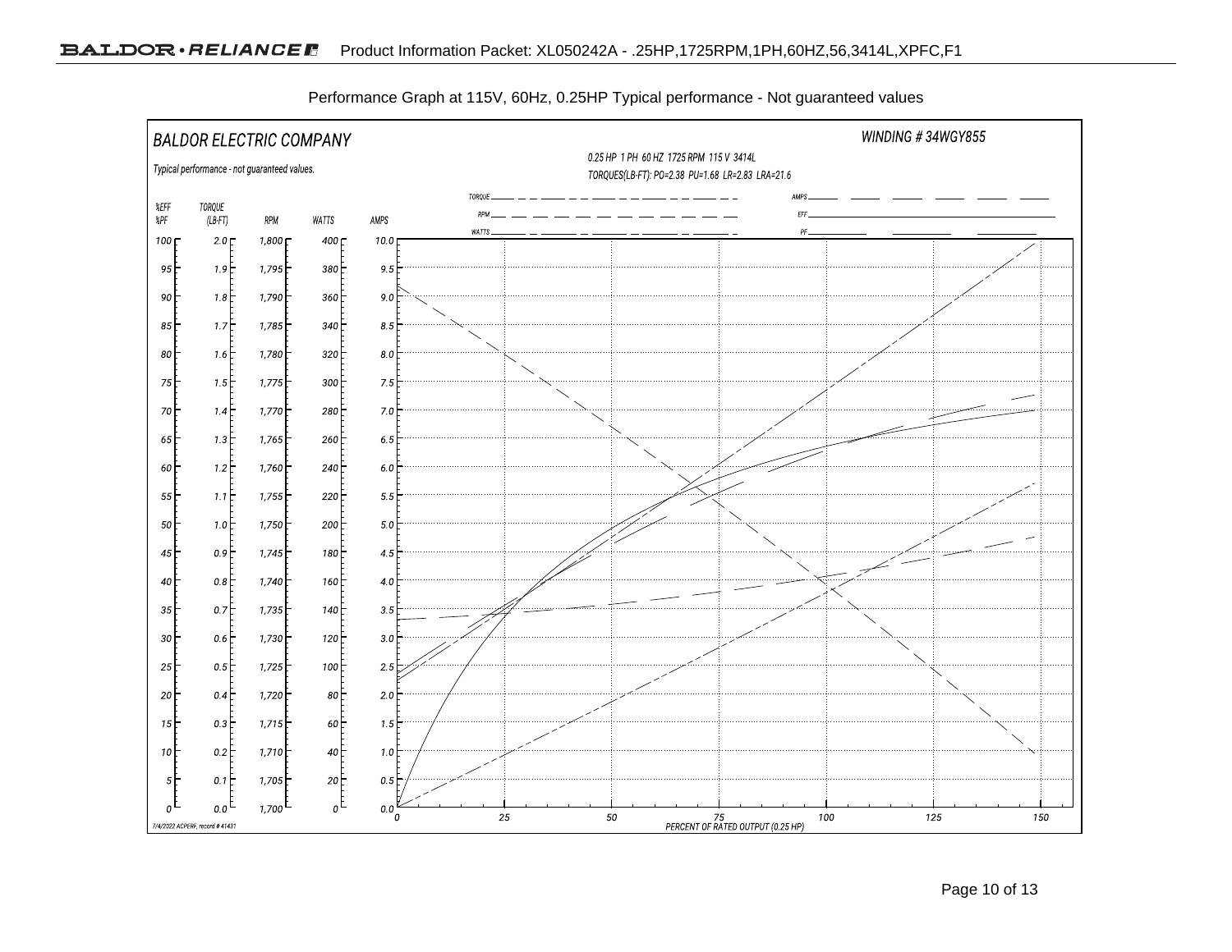Performance Graph at 115V, 60Hz, 0.25HP Typical performance - Not guaranteed values

BALDOR ELECTRIC COMPANY

WINDING # 34WGY855

Typical performance - not guaranteed values.

0.25 HP 1 PH 60 HZ 1725 RPM 115 V 3414L

TORQUES(LB-FT): PO=2.38 PU=1.68 LR=2.83 LRA=21.6

Legend: TORQUE, RPM, WATTS, AMPS, EFF, PF

| %EFF %PF | TORQUE (LB-FT) | RPM | WATTS | AMPS |
|---|---|---|---|---|
| 100 | 2.0 | 1,800 | 400 | 10.0 |
| 95 | 1.9 | 1,795 | 380 | 9.5 |
| 90 | 1.8 | 1,790 | 360 | 9.0 |
| 85 | 1.7 | 1,785 | 340 | 8.5 |
| 80 | 1.6 | 1,780 | 320 | 8.0 |
| 75 | 1.5 | 1,775 | 300 | 7.5 |
| 70 | 1.4 | 1,770 | 280 | 7.0 |
| 65 | 1.3 | 1,765 | 260 | 6.5 |
| 60 | 1.2 | 1,760 | 240 | 6.0 |
| 55 | 1.1 | 1,755 | 220 | 5.5 |
| 50 | 1.0 | 1,750 | 200 | 5.0 |
| 45 | 0.9 | 1,745 | 180 | 4.5 |
| 40 | 0.8 | 1,740 | 160 | 4.0 |
| 35 | 0.7 | 1,735 | 140 | 3.5 |
| 30 | 0.6 | 1,730 | 120 | 3.0 |
| 25 | 0.5 | 1,725 | 100 | 2.5 |
| 20 | 0.4 | 1,720 | 80 | 2.0 |
| 15 | 0.3 | 1,715 | 60 | 1.5 |
| 10 | 0.2 | 1,710 | 40 | 1.0 |
| 5 | 0.1 | 1,705 | 20 | 0.5 |
| 0 | 0.0 | 1,700 | 0 | 0.0 |

PERCENT OF RATED OUTPUT (0.25 HP): 0, 25, 50, 75, 100, 125, 150

7/4/2022 ACPERF, record # 41431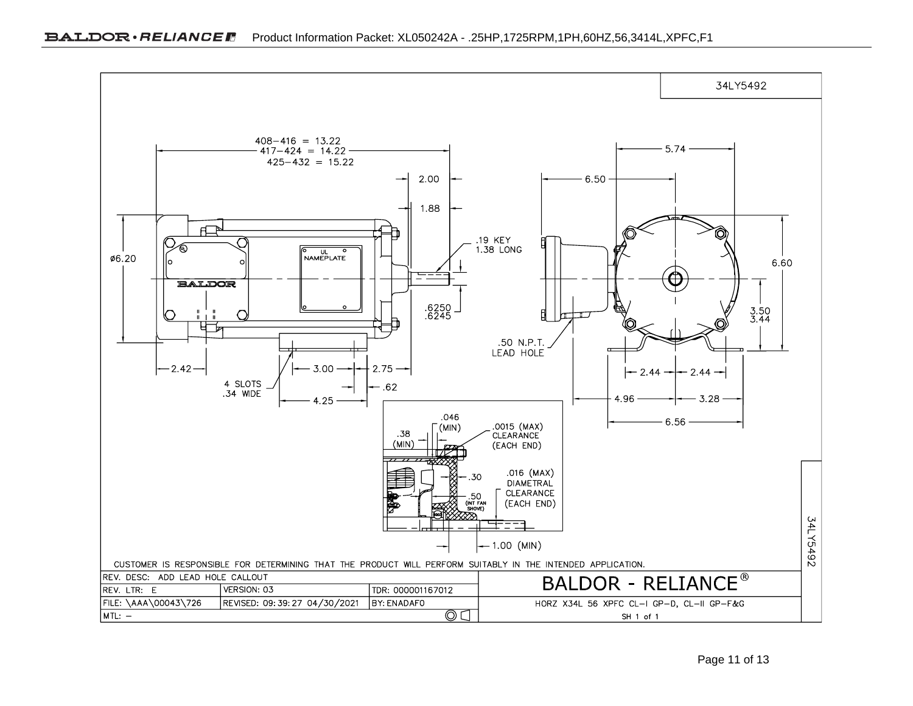34LY5492

408–416 = 13.22
417–424 = 14.22
425–432 = 15.22

2.00

1.88

ø6.20

UL NAMEPLATE

BALDOR

.19 KEY 1.38 LONG

.6250
.6245

2.42

4 SLOTS .34 WIDE

3.00

2.75

.62

4.25

6.50

5.74

6.60

3.50
3.44

.50 N.P.T. LEAD HOLE

2.44

2.44

4.96

3.28

6.56

.046 (MIN)

.38 (MIN)

.0015 (MAX) CLEARANCE (EACH END)

.30

.016 (MAX) DIAMETRAL CLEARANCE (EACH END)

.50 (INT FAN SHOVE)

1.00 (MIN)

CUSTOMER IS RESPONSIBLE FOR DETERMINING THAT THE PRODUCT WILL PERFORM SUITABLY IN THE INTENDED APPLICATION.

| REV. DESC: ADD LEAD HOLE CALLOUT | | | BALDOR - RELIANCE® |
|---|---|---|---|
| REV. LTR: E | VERSION: 03 | TDR: 000001167012 | |
| FILE: \AAA\00043\726 | REVISED: 09:39:27 04/30/2021 | BY: ENADAF0 | HORZ X34L 56 XPFC CL–I GP–D, CL–II GP–F&G |
| MTL: – | | | SH 1 of 1 |

34LY5492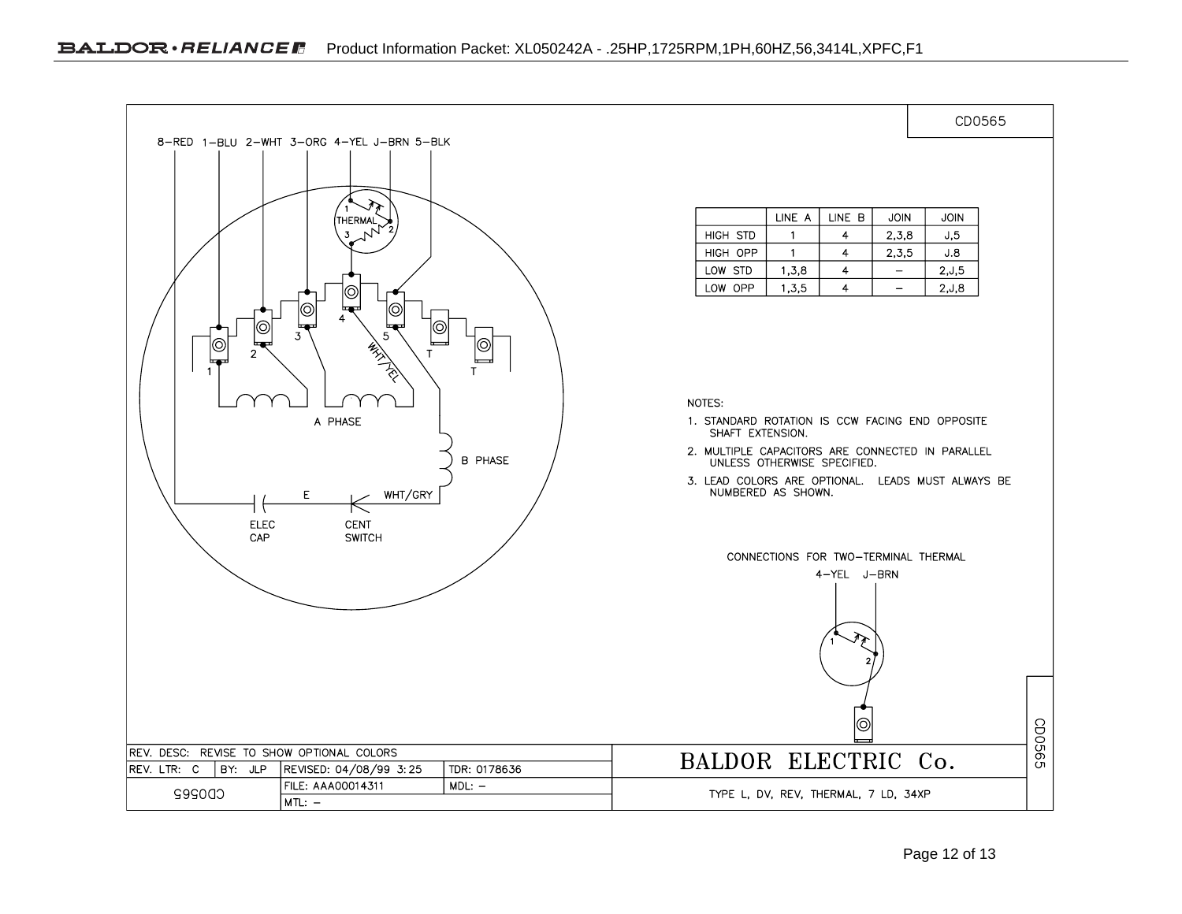CD0565

| | LINE A | LINE B | JOIN | JOIN |
|---|---|---|---|---|
| HIGH STD | 1 | 4 | 2,3,8 | J,5 |
| HIGH OPP | 1 | 4 | 2,3,5 | J.8 |
| LOW STD | 1,3,8 | 4 | – | 2,J,5 |
| LOW OPP | 1,3,5 | 4 | – | 2,J,8 |

8-RED 1-BLU 2-WHT 3-ORG 4-YEL J-BRN 5-BLK

THERMAL

A PHASE

B PHASE

WHT/YEL

WHT/GRY

E

ELEC CAP

CENT SWITCH

NOTES:

1. STANDARD ROTATION IS CCW FACING END OPPOSITE SHAFT EXTENSION.
2. MULTIPLE CAPACITORS ARE CONNECTED IN PARALLEL UNLESS OTHERWISE SPECIFIED.
3. LEAD COLORS ARE OPTIONAL. LEADS MUST ALWAYS BE NUMBERED AS SHOWN.

CONNECTIONS FOR TWO-TERMINAL THERMAL

4-YEL J-BRN

| REV. DESC: REVISE TO SHOW OPTIONAL COLORS | | | | BALDOR ELECTRIC Co. |
|---|---|---|---|---|
| REV. LTR: C | BY: JLP | REVISED: 04/08/99 3:25 | TDR: 0178636 | |
| CD0565 | | FILE: AAA00014311 | MDL: – | TYPE L, DV, REV, THERMAL, 7 LD, 34XP |
| | | MTL: – | | |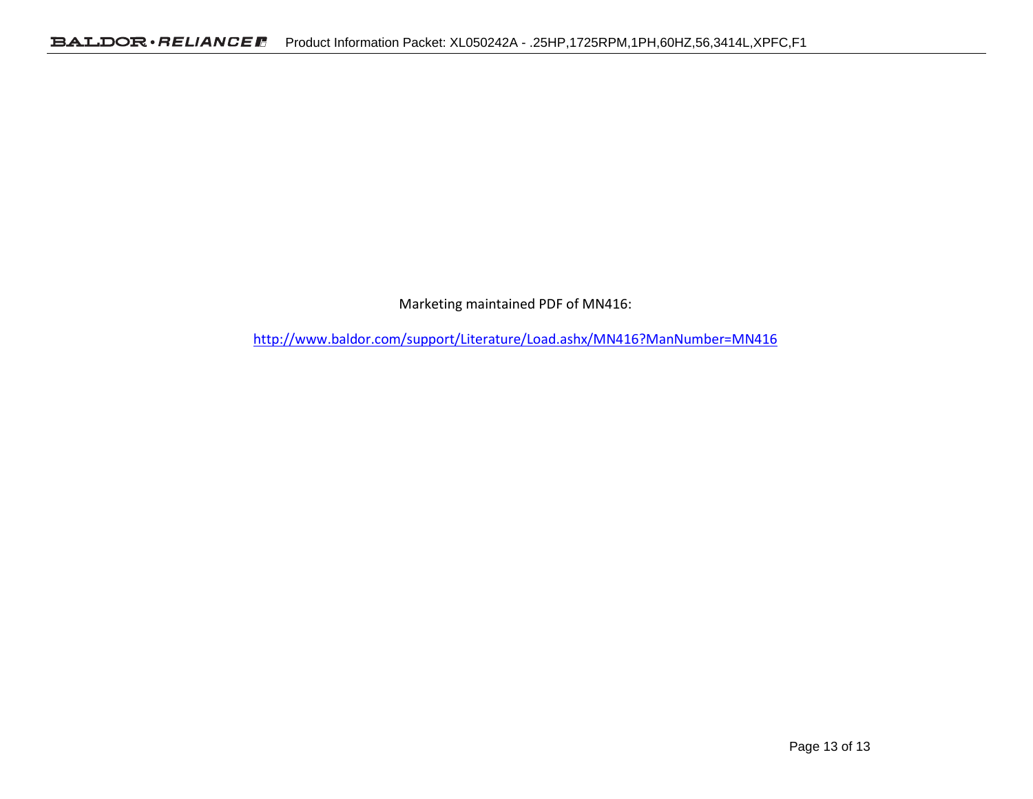Marketing maintained PDF of MN416:

http://www.baldor.com/support/Literature/Load.ashx/MN416?ManNumber=MN416